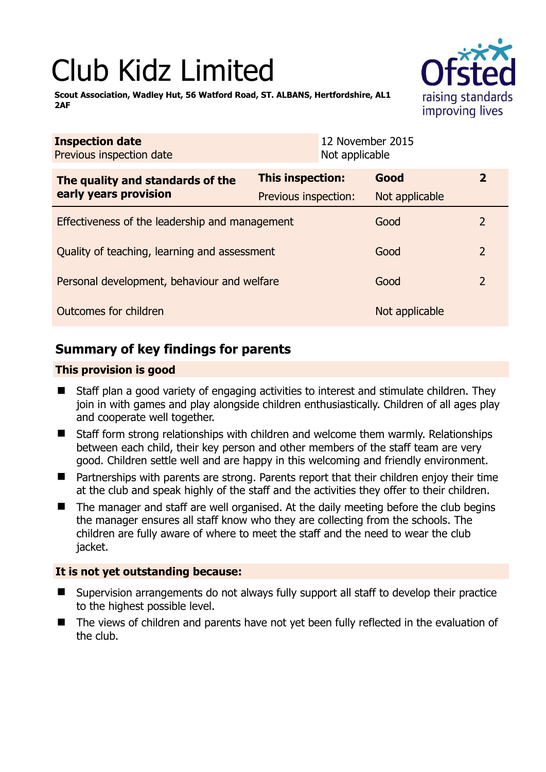# Club Kidz Limited

**Scout Association, Wadley Hut, 56 Watford Road, ST. ALBANS, Hertfordshire, AL1 2AF**

| | |
|---|---|
| **Inspection date** | 12 November 2015 |
| Previous inspection date | Not applicable |

| The quality and standards of the early years provision | This inspection: | Good | 2 |
|---|---|---|---|
| | Previous inspection: | Not applicable | |
| Effectiveness of the leadership and management | | Good | 2 |
| Quality of teaching, learning and assessment | | Good | 2 |
| Personal development, behaviour and welfare | | Good | 2 |
| Outcomes for children | | Not applicable | |

## Summary of key findings for parents

### This provision is good

- Staff plan a good variety of engaging activities to interest and stimulate children. They join in with games and play alongside children enthusiastically. Children of all ages play and cooperate well together.
- Staff form strong relationships with children and welcome them warmly. Relationships between each child, their key person and other members of the staff team are very good. Children settle well and are happy in this welcoming and friendly environment.
- Partnerships with parents are strong. Parents report that their children enjoy their time at the club and speak highly of the staff and the activities they offer to their children.
- The manager and staff are well organised. At the daily meeting before the club begins the manager ensures all staff know who they are collecting from the schools. The children are fully aware of where to meet the staff and the need to wear the club jacket.

### It is not yet outstanding because:

- Supervision arrangements do not always fully support all staff to develop their practice to the highest possible level.
- The views of children and parents have not yet been fully reflected in the evaluation of the club.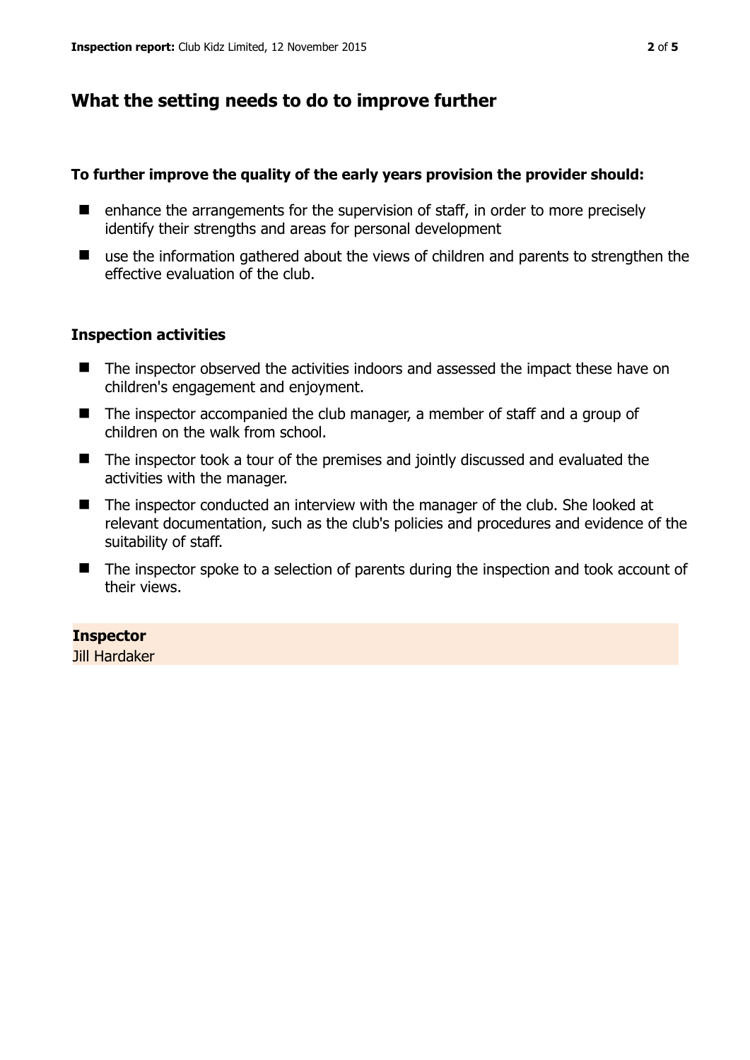## What the setting needs to do to improve further

**To further improve the quality of the early years provision the provider should:**

- enhance the arrangements for the supervision of staff, in order to more precisely identify their strengths and areas for personal development
- use the information gathered about the views of children and parents to strengthen the effective evaluation of the club.

### Inspection activities

- The inspector observed the activities indoors and assessed the impact these have on children's engagement and enjoyment.
- The inspector accompanied the club manager, a member of staff and a group of children on the walk from school.
- The inspector took a tour of the premises and jointly discussed and evaluated the activities with the manager.
- The inspector conducted an interview with the manager of the club. She looked at relevant documentation, such as the club's policies and procedures and evidence of the suitability of staff.
- The inspector spoke to a selection of parents during the inspection and took account of their views.

**Inspector**
Jill Hardaker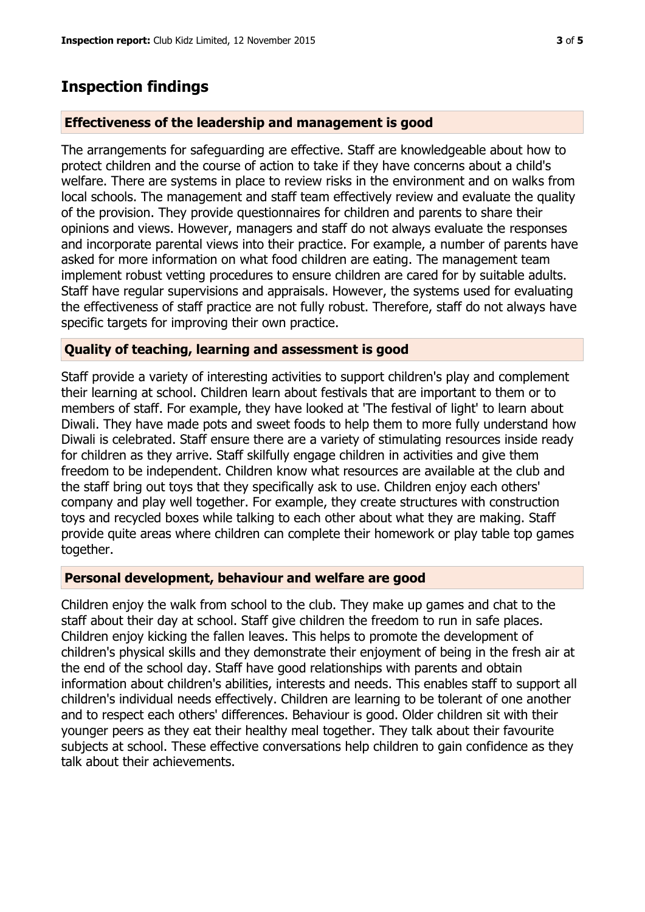# Inspection findings

## Effectiveness of the leadership and management is good

The arrangements for safeguarding are effective. Staff are knowledgeable about how to protect children and the course of action to take if they have concerns about a child's welfare. There are systems in place to review risks in the environment and on walks from local schools. The management and staff team effectively review and evaluate the quality of the provision. They provide questionnaires for children and parents to share their opinions and views. However, managers and staff do not always evaluate the responses and incorporate parental views into their practice. For example, a number of parents have asked for more information on what food children are eating. The management team implement robust vetting procedures to ensure children are cared for by suitable adults. Staff have regular supervisions and appraisals. However, the systems used for evaluating the effectiveness of staff practice are not fully robust. Therefore, staff do not always have specific targets for improving their own practice.

## Quality of teaching, learning and assessment is good

Staff provide a variety of interesting activities to support children's play and complement their learning at school. Children learn about festivals that are important to them or to members of staff. For example, they have looked at 'The festival of light' to learn about Diwali. They have made pots and sweet foods to help them to more fully understand how Diwali is celebrated. Staff ensure there are a variety of stimulating resources inside ready for children as they arrive. Staff skilfully engage children in activities and give them freedom to be independent. Children know what resources are available at the club and the staff bring out toys that they specifically ask to use. Children enjoy each others' company and play well together. For example, they create structures with construction toys and recycled boxes while talking to each other about what they are making. Staff provide quite areas where children can complete their homework or play table top games together.

## Personal development, behaviour and welfare are good

Children enjoy the walk from school to the club. They make up games and chat to the staff about their day at school. Staff give children the freedom to run in safe places. Children enjoy kicking the fallen leaves. This helps to promote the development of children's physical skills and they demonstrate their enjoyment of being in the fresh air at the end of the school day. Staff have good relationships with parents and obtain information about children's abilities, interests and needs. This enables staff to support all children's individual needs effectively. Children are learning to be tolerant of one another and to respect each others' differences. Behaviour is good. Older children sit with their younger peers as they eat their healthy meal together. They talk about their favourite subjects at school. These effective conversations help children to gain confidence as they talk about their achievements.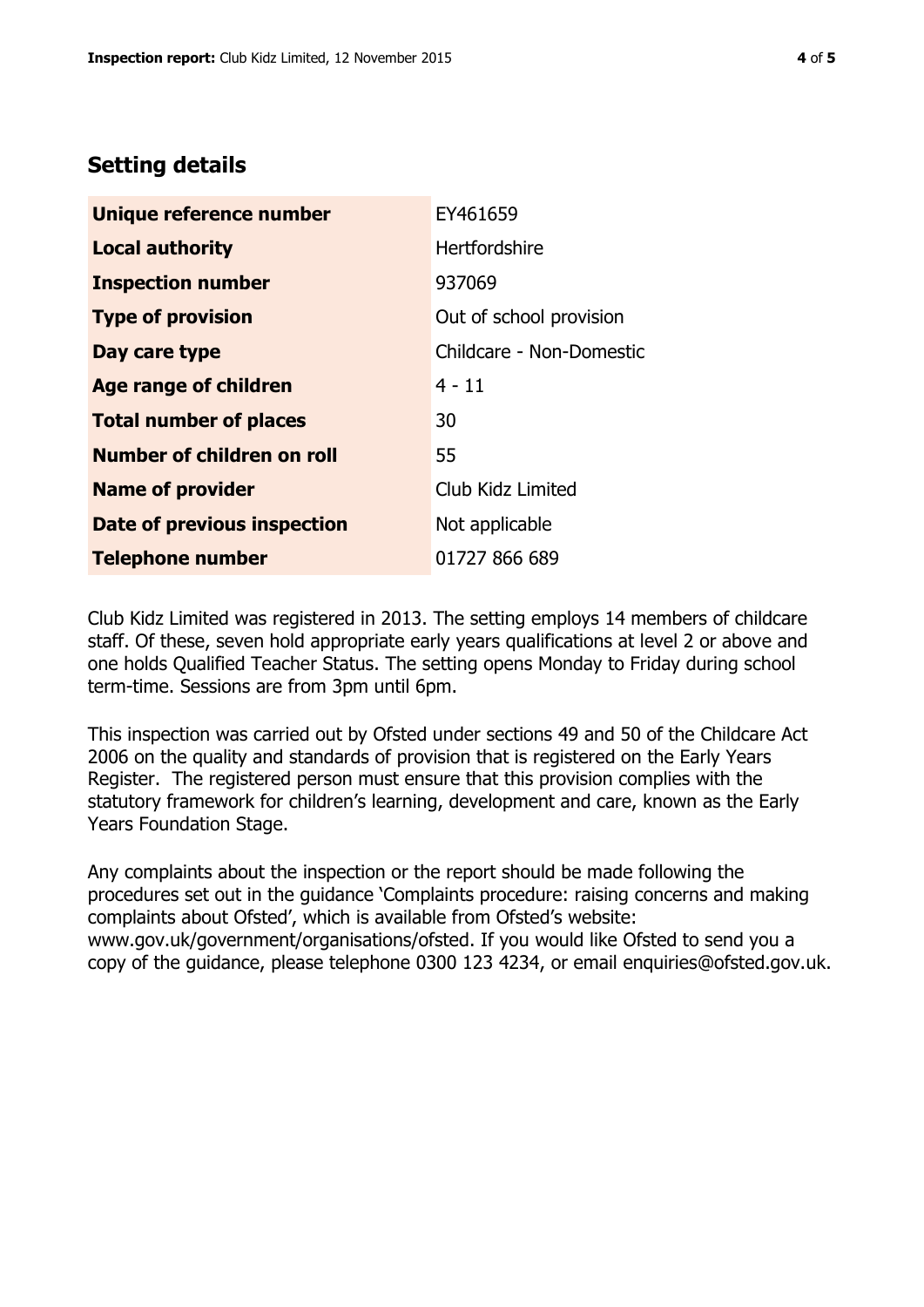## Setting details

| | |
|---|---|
| **Unique reference number** | EY461659 |
| **Local authority** | Hertfordshire |
| **Inspection number** | 937069 |
| **Type of provision** | Out of school provision |
| **Day care type** | Childcare - Non-Domestic |
| **Age range of children** | 4 - 11 |
| **Total number of places** | 30 |
| **Number of children on roll** | 55 |
| **Name of provider** | Club Kidz Limited |
| **Date of previous inspection** | Not applicable |
| **Telephone number** | 01727 866 689 |

Club Kidz Limited was registered in 2013. The setting employs 14 members of childcare staff. Of these, seven hold appropriate early years qualifications at level 2 or above and one holds Qualified Teacher Status. The setting opens Monday to Friday during school term-time. Sessions are from 3pm until 6pm.

This inspection was carried out by Ofsted under sections 49 and 50 of the Childcare Act 2006 on the quality and standards of provision that is registered on the Early Years Register. The registered person must ensure that this provision complies with the statutory framework for children's learning, development and care, known as the Early Years Foundation Stage.

Any complaints about the inspection or the report should be made following the procedures set out in the guidance 'Complaints procedure: raising concerns and making complaints about Ofsted', which is available from Ofsted's website: www.gov.uk/government/organisations/ofsted. If you would like Ofsted to send you a copy of the guidance, please telephone 0300 123 4234, or email enquiries@ofsted.gov.uk.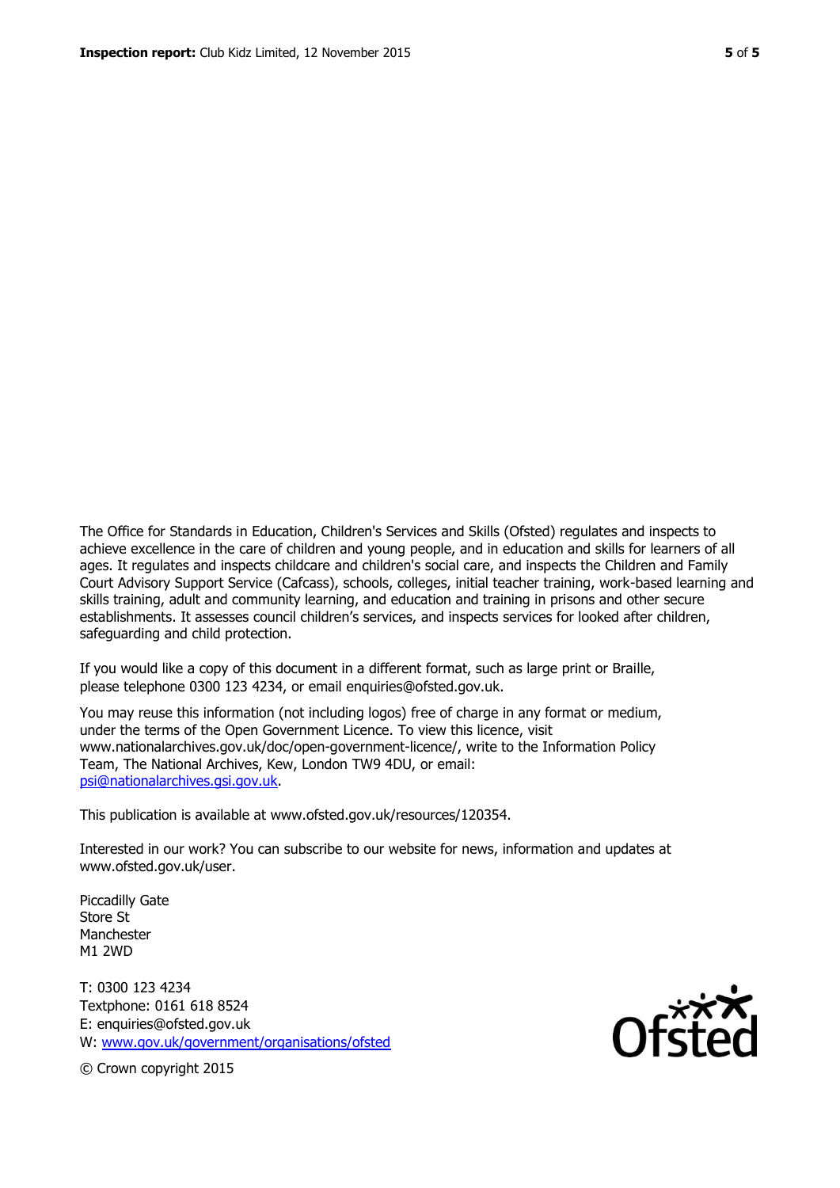The Office for Standards in Education, Children's Services and Skills (Ofsted) regulates and inspects to achieve excellence in the care of children and young people, and in education and skills for learners of all ages. It regulates and inspects childcare and children's social care, and inspects the Children and Family Court Advisory Support Service (Cafcass), schools, colleges, initial teacher training, work-based learning and skills training, adult and community learning, and education and training in prisons and other secure establishments. It assesses council children's services, and inspects services for looked after children, safeguarding and child protection.

If you would like a copy of this document in a different format, such as large print or Braille, please telephone 0300 123 4234, or email enquiries@ofsted.gov.uk.

You may reuse this information (not including logos) free of charge in any format or medium, under the terms of the Open Government Licence. To view this licence, visit www.nationalarchives.gov.uk/doc/open-government-licence/, write to the Information Policy Team, The National Archives, Kew, London TW9 4DU, or email: psi@nationalarchives.gsi.gov.uk.

This publication is available at www.ofsted.gov.uk/resources/120354.

Interested in our work? You can subscribe to our website for news, information and updates at www.ofsted.gov.uk/user.

Piccadilly Gate
Store St
Manchester
M1 2WD

T: 0300 123 4234
Textphone: 0161 618 8524
E: enquiries@ofsted.gov.uk
W: www.gov.uk/government/organisations/ofsted

© Crown copyright 2015

Ofsted